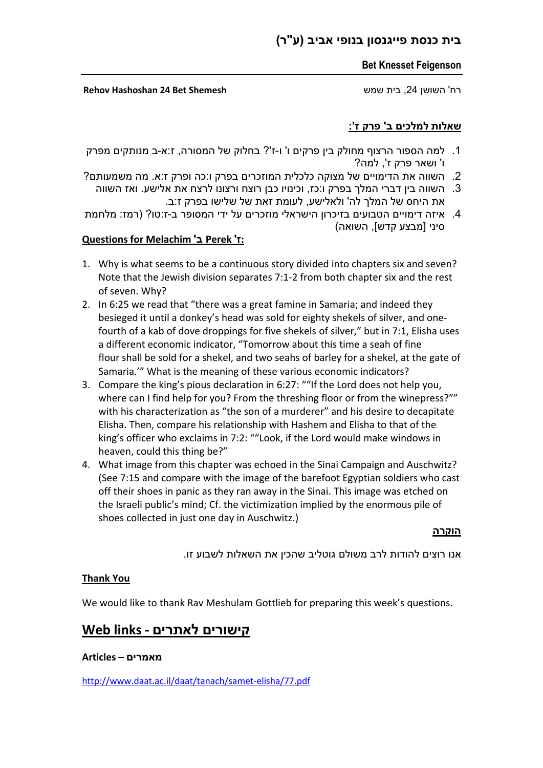# בית כנסת פייגנסון בנופי אביב (ע"ר)

**Bet Knesset Feigenson**

**Rehov Hashoshan 24 Bet Shemesh**

רח' השושן 24, בית שמש

## שאלות למלכים ב' פרק ז':

1. למה הספור הרצוף מחולק בין פרקים ו' ו-ז'? בחלוק של המסורה, ז:א-ב מנותקים מפרק ו' ושאר פרק ז', למה?
2. השווה את הדימויים של מצוקה כלכלית המוזכרים בפרק ו:כה ופרק ז:א. מה משמעותם?
3. השווה בין דברי המלך בפרק ו:כז, וכינויו כבן רוצח ורצונו לרצח את אלישע. ואז השווה את היחס של המלך לה' ולאלישע, לעומת זאת של שלישו בפרק ז:ב.
4. איזה דימויים הטבועים בזיכרון הישראלי מוזכרים על ידי המסופר ב-ז:טו? (רמז: מלחמת סיני [מבצע קדש], השואה)

## Questions for Melachim 'ב Perek 'ז:

1. Why is what seems to be a continuous story divided into chapters six and seven? Note that the Jewish division separates 7:1-2 from both chapter six and the rest of seven. Why?
2. In 6:25 we read that "there was a great famine in Samaria; and indeed they besieged it until a donkey's head was sold for eighty shekels of silver, and one-fourth of a kab of dove droppings for five shekels of silver," but in 7:1, Elisha uses a different economic indicator, "Tomorrow about this time a seah of fine flour shall be sold for a shekel, and two seahs of barley for a shekel, at the gate of Samaria.'" What is the meaning of these various economic indicators?
3. Compare the king's pious declaration in 6:27: ""If the Lord does not help you, where can I find help for you? From the threshing floor or from the winepress?"" with his characterization as "the son of a murderer" and his desire to decapitate Elisha. Then, compare his relationship with Hashem and Elisha to that of the king's officer who exclaims in 7:2: ""Look, if the Lord would make windows in heaven, could this thing be?"
4. What image from this chapter was echoed in the Sinai Campaign and Auschwitz? (See 7:15 and compare with the image of the barefoot Egyptian soldiers who cast off their shoes in panic as they ran away in the Sinai. This image was etched on the Israeli public's mind; Cf. the victimization implied by the enormous pile of shoes collected in just one day in Auschwitz.)

**הוקרה**

אנו רוצים להודות לרב משולם גוטליב שהכין את השאלות לשבוע זו.

**Thank You**

We would like to thank Rav Meshulam Gottlieb for preparing this week's questions.

## Web links - קישורים לאתרים

**Articles – מאמרים**

http://www.daat.ac.il/daat/tanach/samet-elisha/77.pdf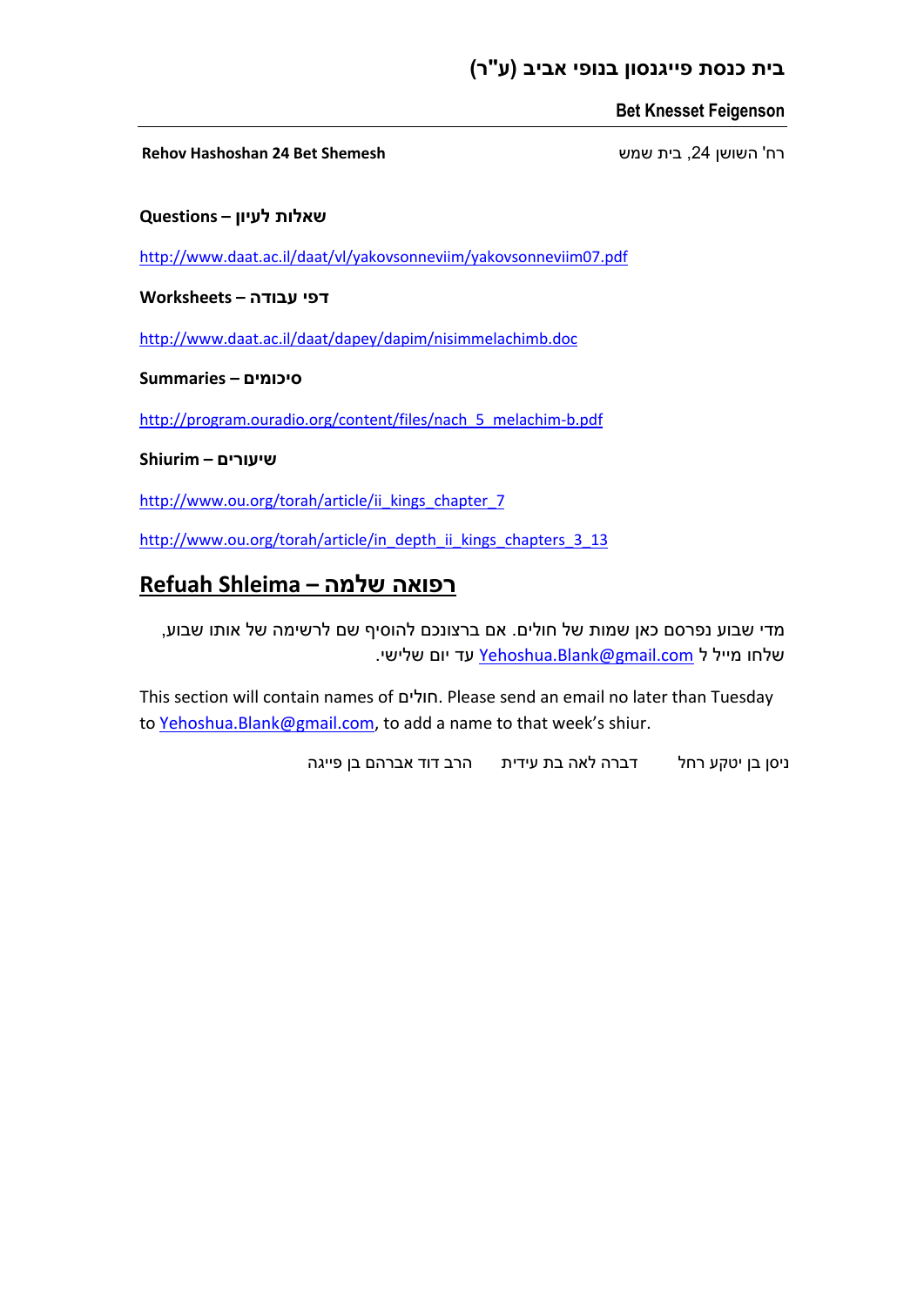## בית כנסת פייגנסון בנופי אביב (ע"ר)

**Bet Knesset Feigenson**

---

**Rehov Hashoshan 24 Bet Shemesh**

רח' השושן 24, בית שמש

**Questions – שאלות לעיון**

http://www.daat.ac.il/daat/vl/yakovsonneviim/yakovsonneviim07.pdf

**Worksheets – דפי עבודה**

http://www.daat.ac.il/daat/dapey/dapim/nisimmelachimb.doc

**Summaries – סיכומים**

http://program.ouradio.org/content/files/nach_5_melachim-b.pdf

**Shiurim – שיעורים**

http://www.ou.org/torah/article/ii_kings_chapter_7

http://www.ou.org/torah/article/in_depth_ii_kings_chapters_3_13

## Refuah Shleima – רפואה שלמה

מדי שבוע נפרסם כאן שמות של חולים. אם ברצונכם להוסיף שם לרשימה של אותו שבוע, שלחו מייל ל Yehoshua.Blank@gmail.com עד יום שלישי.

This section will contain names of חולים. Please send an email no later than Tuesday to Yehoshua.Blank@gmail.com, to add a name to that week's shiur.

ניסן בן יטקע רחל     דברה לאה בת עידית     הרב דוד אברהם בן פייגה